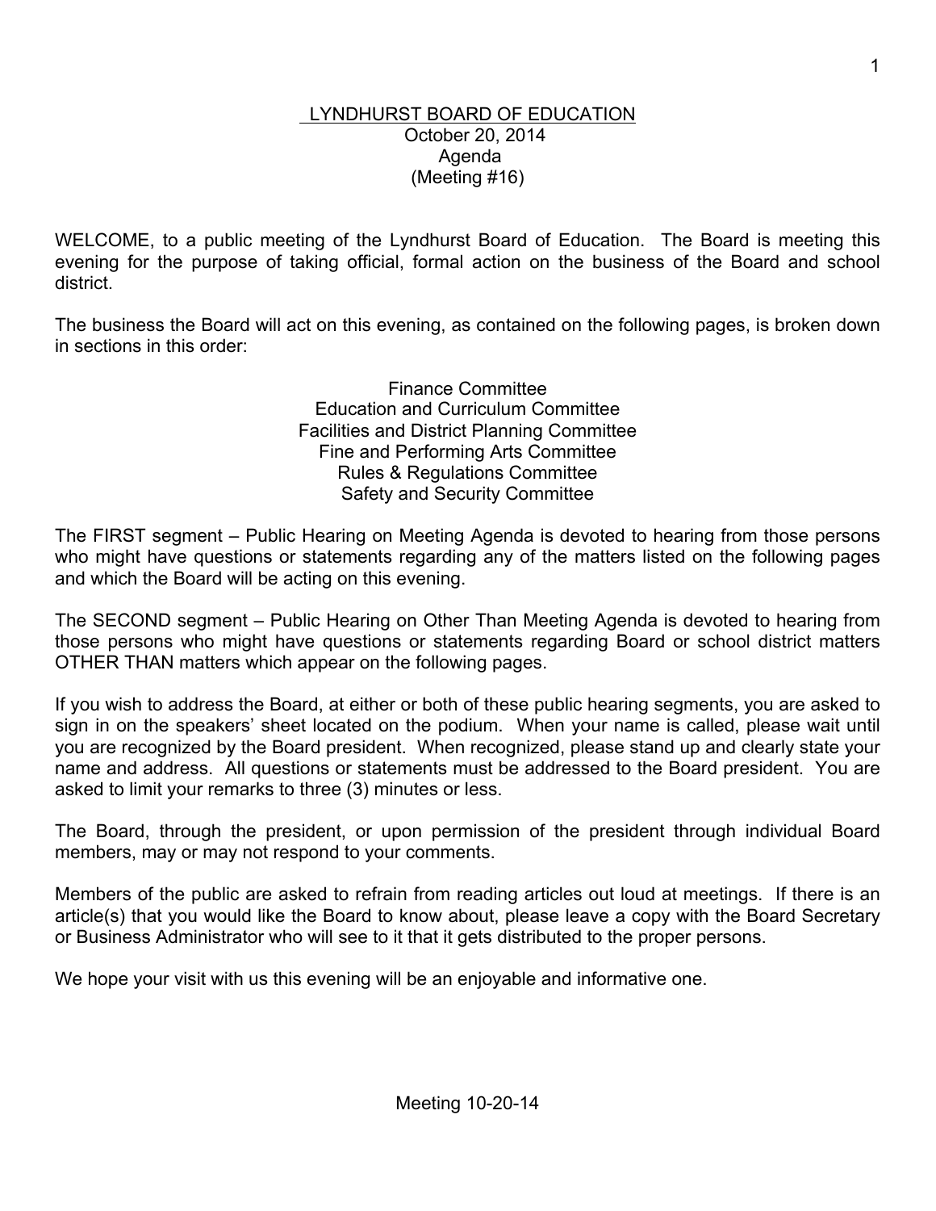# LYNDHURST BOARD OF EDUCATION

October 20, 2014
Agenda
(Meeting #16)

WELCOME, to a public meeting of the Lyndhurst Board of Education. The Board is meeting this evening for the purpose of taking official, formal action on the business of the Board and school district.

The business the Board will act on this evening, as contained on the following pages, is broken down in sections in this order:

Finance Committee
Education and Curriculum Committee
Facilities and District Planning Committee
Fine and Performing Arts Committee
Rules & Regulations Committee
Safety and Security Committee

The FIRST segment – Public Hearing on Meeting Agenda is devoted to hearing from those persons who might have questions or statements regarding any of the matters listed on the following pages and which the Board will be acting on this evening.

The SECOND segment – Public Hearing on Other Than Meeting Agenda is devoted to hearing from those persons who might have questions or statements regarding Board or school district matters OTHER THAN matters which appear on the following pages.

If you wish to address the Board, at either or both of these public hearing segments, you are asked to sign in on the speakers' sheet located on the podium. When your name is called, please wait until you are recognized by the Board president. When recognized, please stand up and clearly state your name and address. All questions or statements must be addressed to the Board president. You are asked to limit your remarks to three (3) minutes or less.

The Board, through the president, or upon permission of the president through individual Board members, may or may not respond to your comments.

Members of the public are asked to refrain from reading articles out loud at meetings. If there is an article(s) that you would like the Board to know about, please leave a copy with the Board Secretary or Business Administrator who will see to it that it gets distributed to the proper persons.

We hope your visit with us this evening will be an enjoyable and informative one.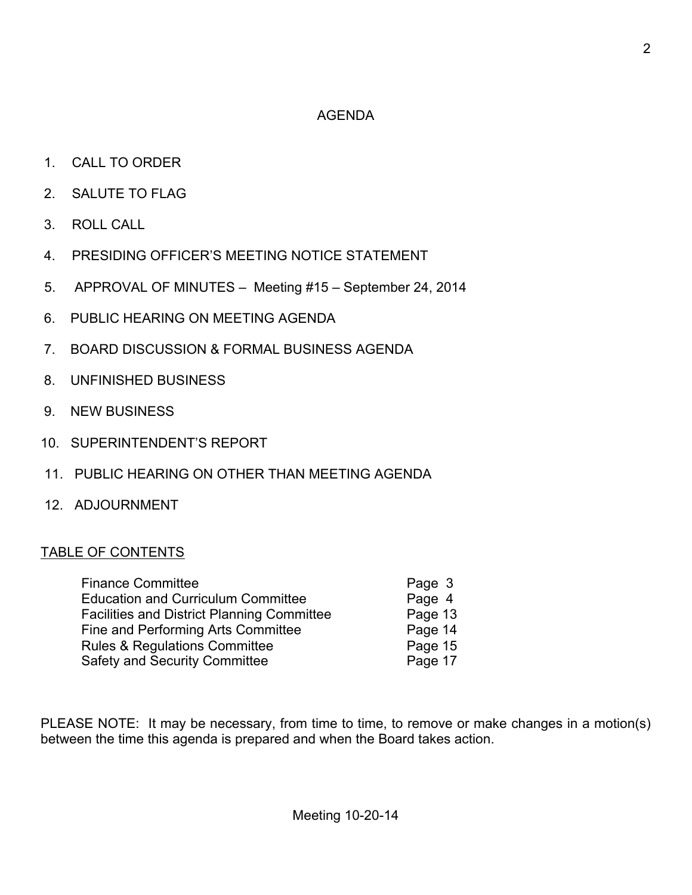# AGENDA

1. CALL TO ORDER
2. SALUTE TO FLAG
3. ROLL CALL
4. PRESIDING OFFICER'S MEETING NOTICE STATEMENT
5. APPROVAL OF MINUTES – Meeting #15 – September 24, 2014
6. PUBLIC HEARING ON MEETING AGENDA
7. BOARD DISCUSSION & FORMAL BUSINESS AGENDA
8. UNFINISHED BUSINESS
9. NEW BUSINESS
10. SUPERINTENDENT'S REPORT
11. PUBLIC HEARING ON OTHER THAN MEETING AGENDA
12. ADJOURNMENT

## TABLE OF CONTENTS

| | |
|---|---|
| Finance Committee | Page 3 |
| Education and Curriculum Committee | Page 4 |
| Facilities and District Planning Committee | Page 13 |
| Fine and Performing Arts Committee | Page 14 |
| Rules & Regulations Committee | Page 15 |
| Safety and Security Committee | Page 17 |

PLEASE NOTE: It may be necessary, from time to time, to remove or make changes in a motion(s) between the time this agenda is prepared and when the Board takes action.

Meeting 10-20-14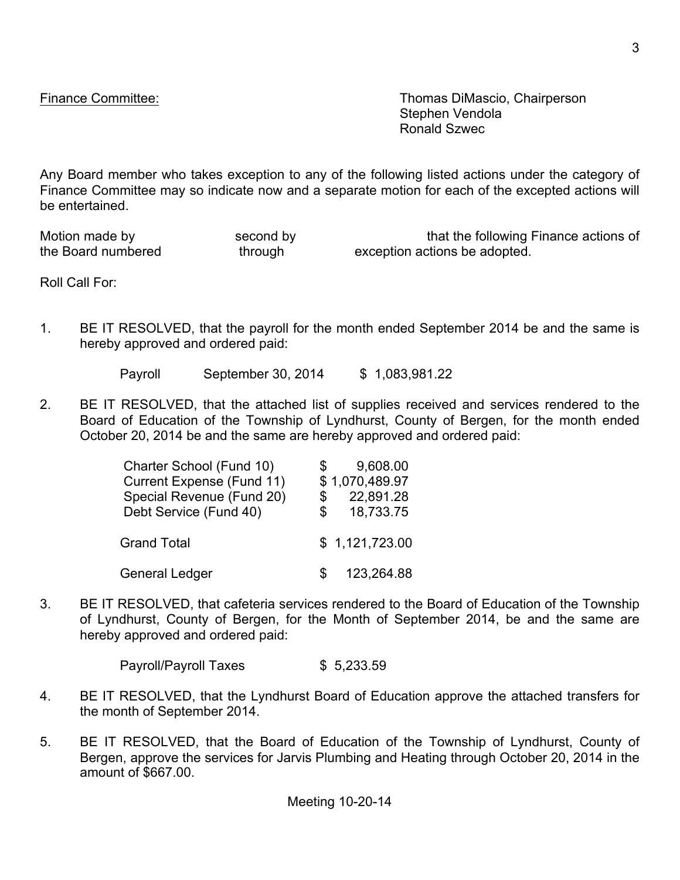Finance Committee: Thomas DiMascio, Chairperson
Stephen Vendola
Ronald Szwec

Any Board member who takes exception to any of the following listed actions under the category of Finance Committee may so indicate now and a separate motion for each of the excepted actions will be entertained.

Motion made by second by that the following Finance actions of the Board numbered through exception actions be adopted.

Roll Call For:

1. BE IT RESOLVED, that the payroll for the month ended September 2014 be and the same is hereby approved and ordered paid:

   Payroll September 30, 2014 $ 1,083,981.22

2. BE IT RESOLVED, that the attached list of supplies received and services rendered to the Board of Education of the Township of Lyndhurst, County of Bergen, for the month ended October 20, 2014 be and the same are hereby approved and ordered paid:

| | |
|---|---|
| Charter School (Fund 10) | $ 9,608.00 |
| Current Expense (Fund 11) | $ 1,070,489.97 |
| Special Revenue (Fund 20) | $ 22,891.28 |
| Debt Service (Fund 40) | $ 18,733.75 |
| Grand Total | $ 1,121,723.00 |
| General Ledger | $ 123,264.88 |

3. BE IT RESOLVED, that cafeteria services rendered to the Board of Education of the Township of Lyndhurst, County of Bergen, for the Month of September 2014, be and the same are hereby approved and ordered paid:

   Payroll/Payroll Taxes $ 5,233.59

4. BE IT RESOLVED, that the Lyndhurst Board of Education approve the attached transfers for the month of September 2014.

5. BE IT RESOLVED, that the Board of Education of the Township of Lyndhurst, County of Bergen, approve the services for Jarvis Plumbing and Heating through October 20, 2014 in the amount of $667.00.

Meeting 10-20-14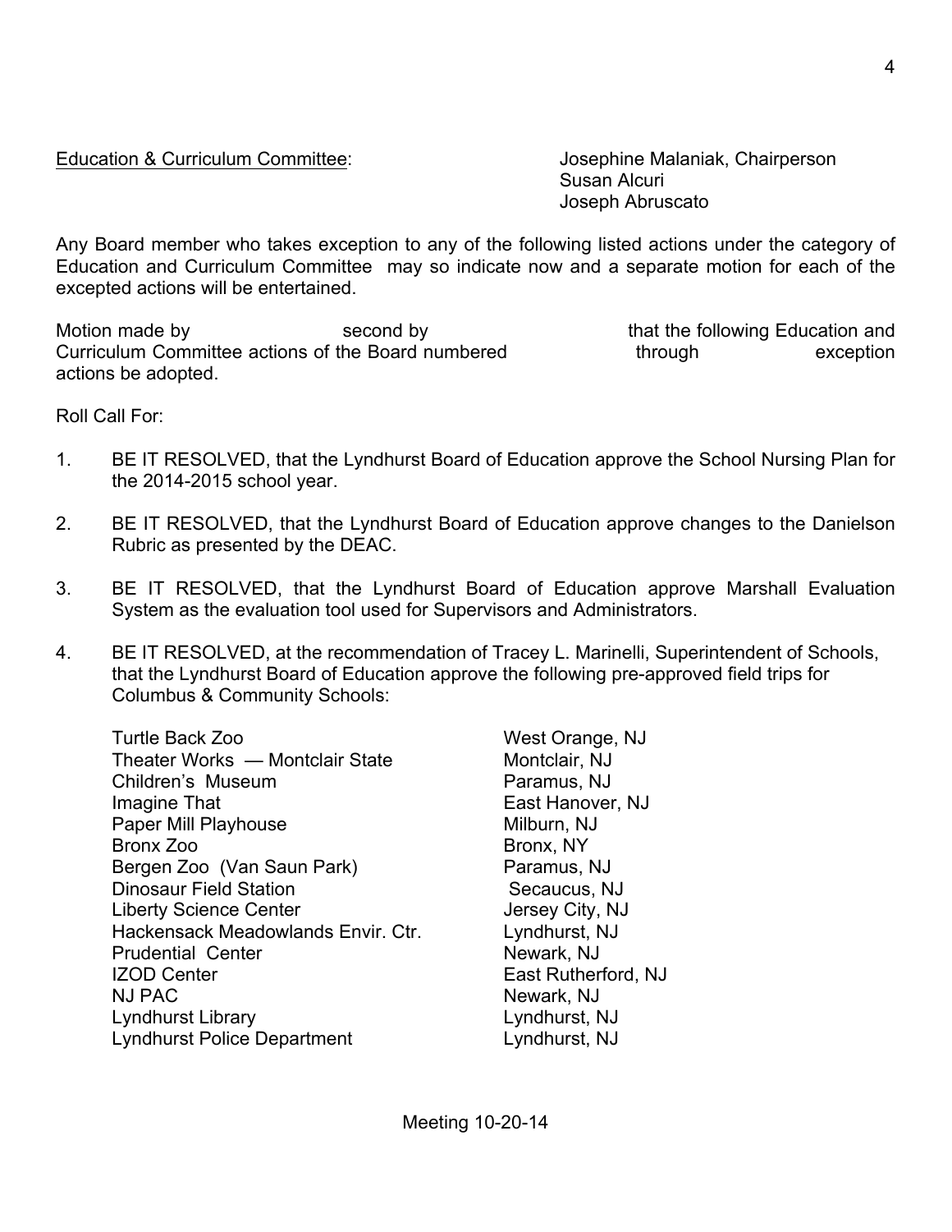Education & Curriculum Committee: Josephine Malaniak, Chairperson
Susan Alcuri
Joseph Abruscato

Any Board member who takes exception to any of the following listed actions under the category of Education and Curriculum Committee may so indicate now and a separate motion for each of the excepted actions will be entertained.

Motion made by second by that the following Education and Curriculum Committee actions of the Board numbered through exception actions be adopted.

Roll Call For:

1. BE IT RESOLVED, that the Lyndhurst Board of Education approve the School Nursing Plan for the 2014-2015 school year.

2. BE IT RESOLVED, that the Lyndhurst Board of Education approve changes to the Danielson Rubric as presented by the DEAC.

3. BE IT RESOLVED, that the Lyndhurst Board of Education approve Marshall Evaluation System as the evaluation tool used for Supervisors and Administrators.

4. BE IT RESOLVED, at the recommendation of Tracey L. Marinelli, Superintendent of Schools, that the Lyndhurst Board of Education approve the following pre-approved field trips for Columbus & Community Schools:

| | |
|---|---|
| Turtle Back Zoo | West Orange, NJ |
| Theater Works — Montclair State | Montclair, NJ |
| Children's Museum | Paramus, NJ |
| Imagine That | East Hanover, NJ |
| Paper Mill Playhouse | Milburn, NJ |
| Bronx Zoo | Bronx, NY |
| Bergen Zoo (Van Saun Park) | Paramus, NJ |
| Dinosaur Field Station | Secaucus, NJ |
| Liberty Science Center | Jersey City, NJ |
| Hackensack Meadowlands Envir. Ctr. | Lyndhurst, NJ |
| Prudential Center | Newark, NJ |
| IZOD Center | East Rutherford, NJ |
| NJ PAC | Newark, NJ |
| Lyndhurst Library | Lyndhurst, NJ |
| Lyndhurst Police Department | Lyndhurst, NJ |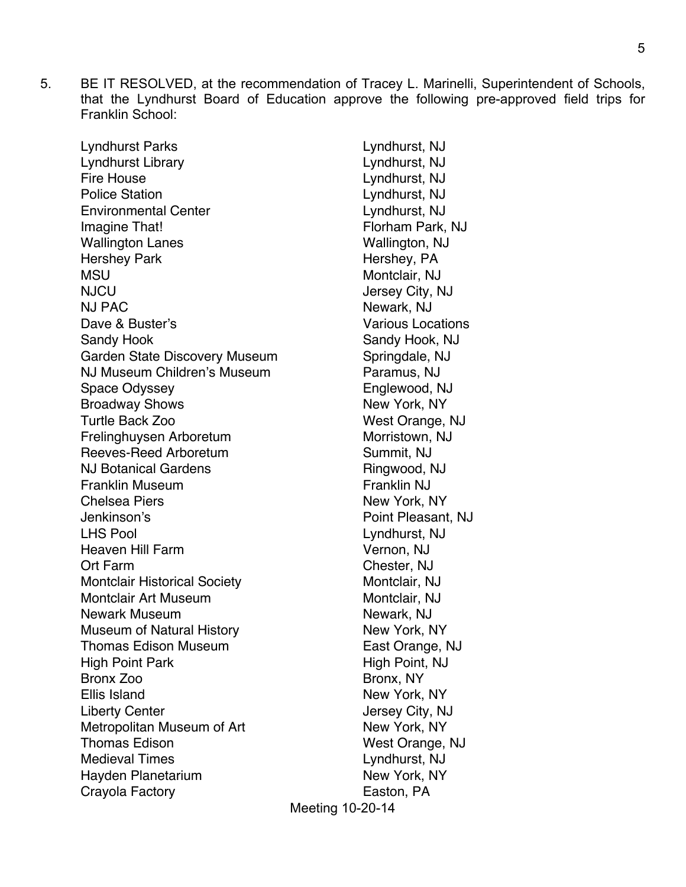5. BE IT RESOLVED, at the recommendation of Tracey L. Marinelli, Superintendent of Schools, that the Lyndhurst Board of Education approve the following pre-approved field trips for Franklin School:

| | |
|---|---|
| Lyndhurst Parks | Lyndhurst, NJ |
| Lyndhurst Library | Lyndhurst, NJ |
| Fire House | Lyndhurst, NJ |
| Police Station | Lyndhurst, NJ |
| Environmental Center | Lyndhurst, NJ |
| Imagine That! | Florham Park, NJ |
| Wallington Lanes | Wallington, NJ |
| Hershey Park | Hershey, PA |
| MSU | Montclair, NJ |
| NJCU | Jersey City, NJ |
| NJ PAC | Newark, NJ |
| Dave & Buster's | Various Locations |
| Sandy Hook | Sandy Hook, NJ |
| Garden State Discovery Museum | Springdale, NJ |
| NJ Museum Children's Museum | Paramus, NJ |
| Space Odyssey | Englewood, NJ |
| Broadway Shows | New York, NY |
| Turtle Back Zoo | West Orange, NJ |
| Frelinghuysen Arboretum | Morristown, NJ |
| Reeves-Reed Arboretum | Summit, NJ |
| NJ Botanical Gardens | Ringwood, NJ |
| Franklin Museum | Franklin NJ |
| Chelsea Piers | New York, NY |
| Jenkinson's | Point Pleasant, NJ |
| LHS Pool | Lyndhurst, NJ |
| Heaven Hill Farm | Vernon, NJ |
| Ort Farm | Chester, NJ |
| Montclair Historical Society | Montclair, NJ |
| Montclair Art Museum | Montclair, NJ |
| Newark Museum | Newark, NJ |
| Museum of Natural History | New York, NY |
| Thomas Edison Museum | East Orange, NJ |
| High Point Park | High Point, NJ |
| Bronx Zoo | Bronx, NY |
| Ellis Island | New York, NY |
| Liberty Center | Jersey City, NJ |
| Metropolitan Museum of Art | New York, NY |
| Thomas Edison | West Orange, NJ |
| Medieval Times | Lyndhurst, NJ |
| Hayden Planetarium | New York, NY |
| Crayola Factory | Easton, PA |

Meeting 10-20-14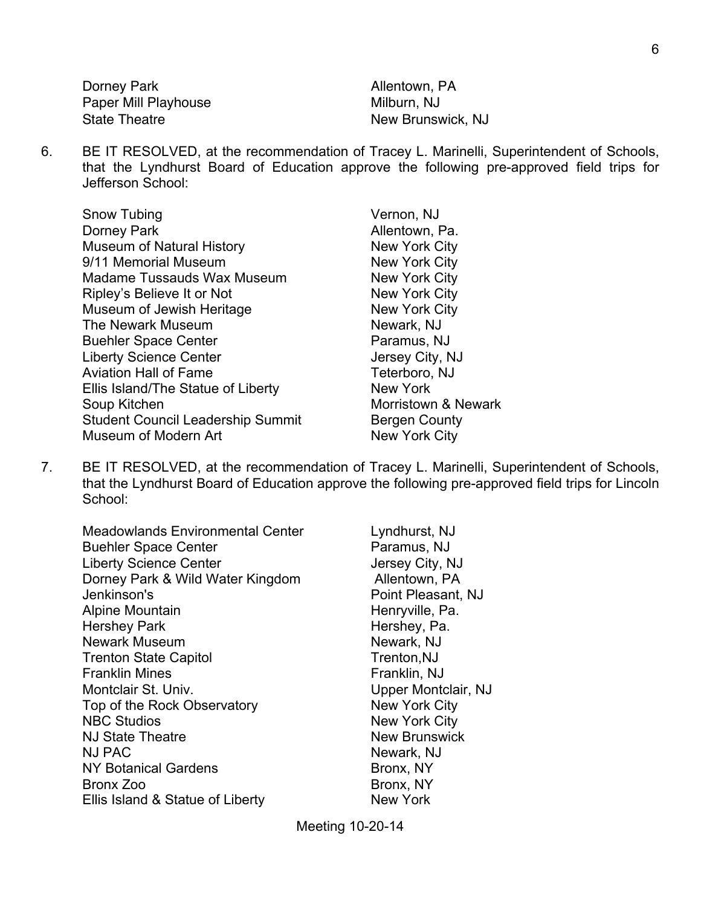| | |
|---|---|
| Dorney Park | Allentown, PA |
| Paper Mill Playhouse | Milburn, NJ |
| State Theatre | New Brunswick, NJ |

6. BE IT RESOLVED, at the recommendation of Tracey L. Marinelli, Superintendent of Schools, that the Lyndhurst Board of Education approve the following pre-approved field trips for Jefferson School:

| | |
|---|---|
| Snow Tubing | Vernon, NJ |
| Dorney Park | Allentown, Pa. |
| Museum of Natural History | New York City |
| 9/11 Memorial Museum | New York City |
| Madame Tussauds Wax Museum | New York City |
| Ripley's Believe It or Not | New York City |
| Museum of Jewish Heritage | New York City |
| The Newark Museum | Newark, NJ |
| Buehler Space Center | Paramus, NJ |
| Liberty Science Center | Jersey City, NJ |
| Aviation Hall of Fame | Teterboro, NJ |
| Ellis Island/The Statue of Liberty | New York |
| Soup Kitchen | Morristown & Newark |
| Student Council Leadership Summit | Bergen County |
| Museum of Modern Art | New York City |

7. BE IT RESOLVED, at the recommendation of Tracey L. Marinelli, Superintendent of Schools, that the Lyndhurst Board of Education approve the following pre-approved field trips for Lincoln School:

| | |
|---|---|
| Meadowlands Environmental Center | Lyndhurst, NJ |
| Buehler Space Center | Paramus, NJ |
| Liberty Science Center | Jersey City, NJ |
| Dorney Park & Wild Water Kingdom | Allentown, PA |
| Jenkinson's | Point Pleasant, NJ |
| Alpine Mountain | Henryville, Pa. |
| Hershey Park | Hershey, Pa. |
| Newark Museum | Newark, NJ |
| Trenton State Capitol | Trenton,NJ |
| Franklin Mines | Franklin, NJ |
| Montclair St. Univ. | Upper Montclair, NJ |
| Top of the Rock Observatory | New York City |
| NBC Studios | New York City |
| NJ State Theatre | New Brunswick |
| NJ PAC | Newark, NJ |
| NY Botanical Gardens | Bronx, NY |
| Bronx Zoo | Bronx, NY |
| Ellis Island & Statue of Liberty | New York |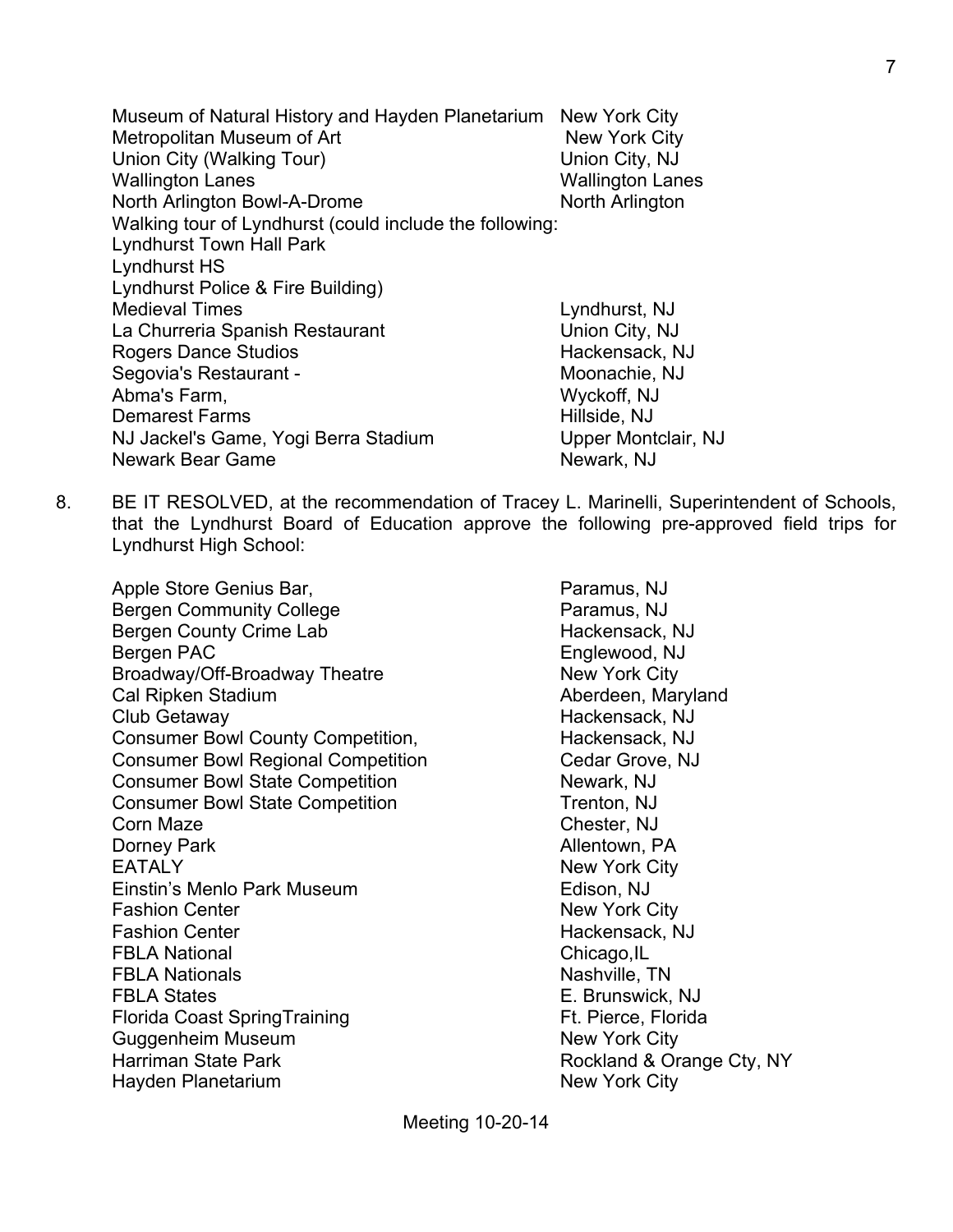Museum of Natural History and Hayden Planetarium New York City
Metropolitan Museum of Art New York City
Union City (Walking Tour) Union City, NJ
Wallington Lanes Wallington Lanes
North Arlington Bowl-A-Drome North Arlington
Walking tour of Lyndhurst (could include the following:
Lyndhurst Town Hall Park
Lyndhurst HS
Lyndhurst Police & Fire Building)
Medieval Times Lyndhurst, NJ
La Churreria Spanish Restaurant Union City, NJ
Rogers Dance Studios Hackensack, NJ
Segovia's Restaurant - Moonachie, NJ
Abma's Farm, Wyckoff, NJ
Demarest Farms Hillside, NJ
NJ Jackel's Game, Yogi Berra Stadium Upper Montclair, NJ
Newark Bear Game Newark, NJ

8. BE IT RESOLVED, at the recommendation of Tracey L. Marinelli, Superintendent of Schools, that the Lyndhurst Board of Education approve the following pre-approved field trips for Lyndhurst High School:

Apple Store Genius Bar, Paramus, NJ
Bergen Community College Paramus, NJ
Bergen County Crime Lab Hackensack, NJ
Bergen PAC Englewood, NJ
Broadway/Off-Broadway Theatre New York City
Cal Ripken Stadium Aberdeen, Maryland
Club Getaway Hackensack, NJ
Consumer Bowl County Competition, Hackensack, NJ
Consumer Bowl Regional Competition Cedar Grove, NJ
Consumer Bowl State Competition Newark, NJ
Consumer Bowl State Competition Trenton, NJ
Corn Maze Chester, NJ
Dorney Park Allentown, PA
EATALY New York City
Einstin's Menlo Park Museum Edison, NJ
Fashion Center New York City
Fashion Center Hackensack, NJ
FBLA National Chicago,IL
FBLA Nationals Nashville, TN
FBLA States E. Brunswick, NJ
Florida Coast SpringTraining Ft. Pierce, Florida
Guggenheim Museum New York City
Harriman State Park Rockland & Orange Cty, NY
Hayden Planetarium New York City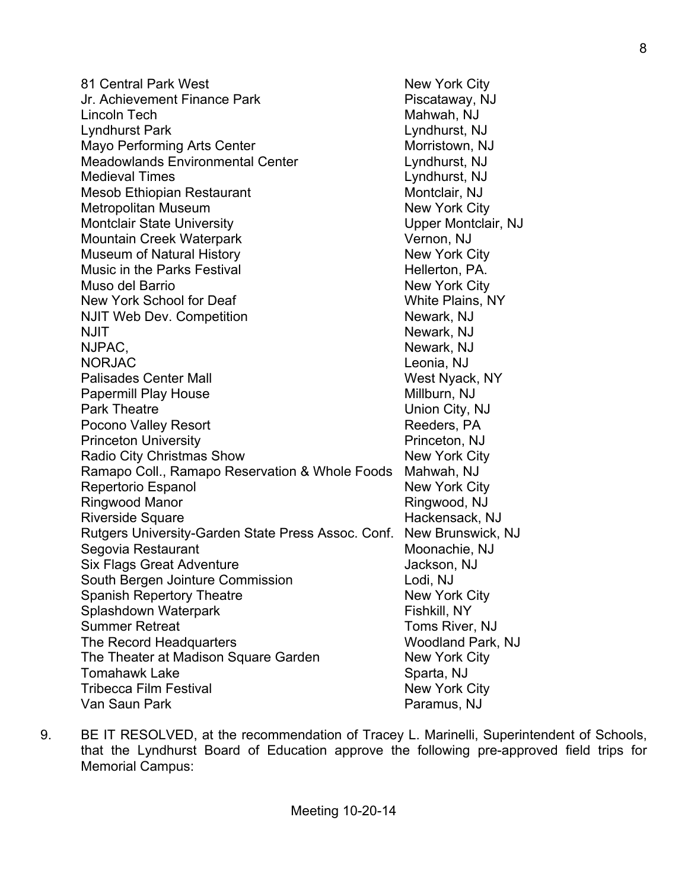| | |
|---|---|
| 81 Central Park West | New York City |
| Jr. Achievement Finance Park | Piscataway, NJ |
| Lincoln Tech | Mahwah, NJ |
| Lyndhurst Park | Lyndhurst, NJ |
| Mayo Performing Arts Center | Morristown, NJ |
| Meadowlands Environmental Center | Lyndhurst, NJ |
| Medieval Times | Lyndhurst, NJ |
| Mesob Ethiopian Restaurant | Montclair, NJ |
| Metropolitan Museum | New York City |
| Montclair State University | Upper Montclair, NJ |
| Mountain Creek Waterpark | Vernon, NJ |
| Museum of Natural History | New York City |
| Music in the Parks Festival | Hellerton, PA. |
| Muso del Barrio | New York City |
| New York School for Deaf | White Plains, NY |
| NJIT Web Dev. Competition | Newark, NJ |
| NJIT | Newark, NJ |
| NJPAC, | Newark, NJ |
| NORJAC | Leonia, NJ |
| Palisades Center Mall | West Nyack, NY |
| Papermill Play House | Millburn, NJ |
| Park Theatre | Union City, NJ |
| Pocono Valley Resort | Reeders, PA |
| Princeton University | Princeton, NJ |
| Radio City Christmas Show | New York City |
| Ramapo Coll., Ramapo Reservation & Whole Foods | Mahwah, NJ |
| Repertorio Espanol | New York City |
| Ringwood Manor | Ringwood, NJ |
| Riverside Square | Hackensack, NJ |
| Rutgers University-Garden State Press Assoc. Conf. | New Brunswick, NJ |
| Segovia Restaurant | Moonachie, NJ |
| Six Flags Great Adventure | Jackson, NJ |
| South Bergen Jointure Commission | Lodi, NJ |
| Spanish Repertory Theatre | New York City |
| Splashdown Waterpark | Fishkill, NY |
| Summer Retreat | Toms River, NJ |
| The Record Headquarters | Woodland Park, NJ |
| The Theater at Madison Square Garden | New York City |
| Tomahawk Lake | Sparta, NJ |
| Tribecca Film Festival | New York City |
| Van Saun Park | Paramus, NJ |

9. BE IT RESOLVED, at the recommendation of Tracey L. Marinelli, Superintendent of Schools, that the Lyndhurst Board of Education approve the following pre-approved field trips for Memorial Campus: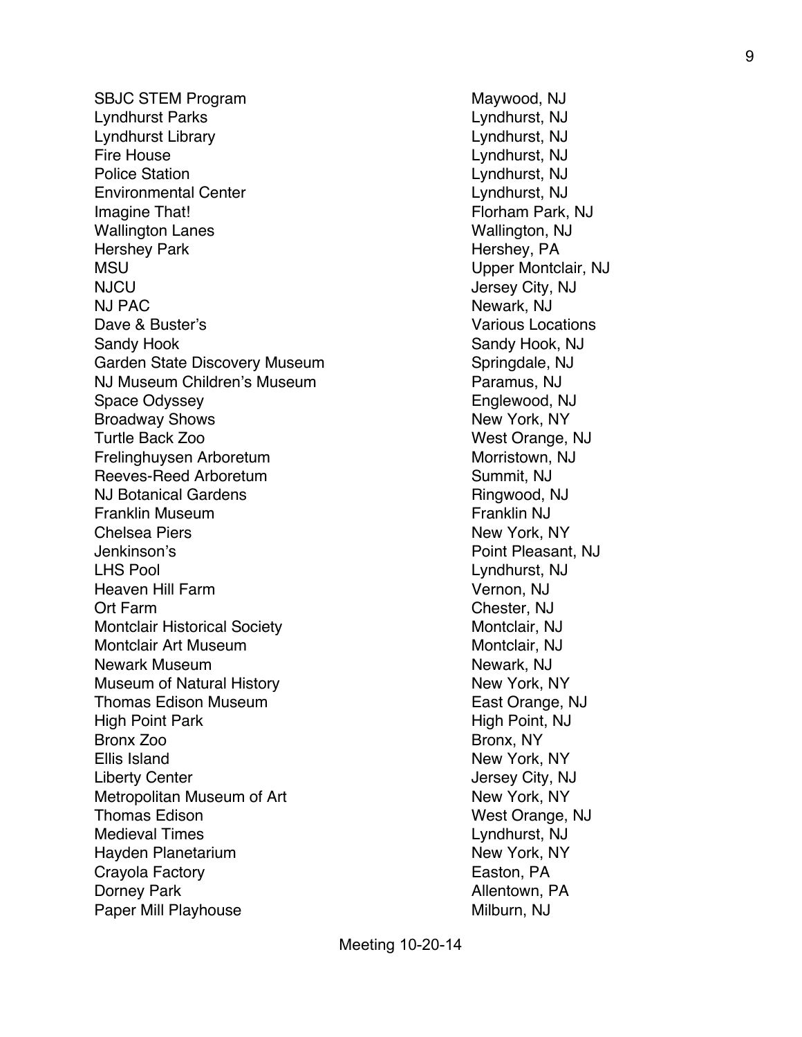| | |
|---|---|
| SBJC STEM Program | Maywood, NJ |
| Lyndhurst Parks | Lyndhurst, NJ |
| Lyndhurst Library | Lyndhurst, NJ |
| Fire House | Lyndhurst, NJ |
| Police Station | Lyndhurst, NJ |
| Environmental Center | Lyndhurst, NJ |
| Imagine That! | Florham Park, NJ |
| Wallington Lanes | Wallington, NJ |
| Hershey Park | Hershey, PA |
| MSU | Upper Montclair, NJ |
| NJCU | Jersey City, NJ |
| NJ PAC | Newark, NJ |
| Dave & Buster's | Various Locations |
| Sandy Hook | Sandy Hook, NJ |
| Garden State Discovery Museum | Springdale, NJ |
| NJ Museum Children's Museum | Paramus, NJ |
| Space Odyssey | Englewood, NJ |
| Broadway Shows | New York, NY |
| Turtle Back Zoo | West Orange, NJ |
| Frelinghuysen Arboretum | Morristown, NJ |
| Reeves-Reed Arboretum | Summit, NJ |
| NJ Botanical Gardens | Ringwood, NJ |
| Franklin Museum | Franklin NJ |
| Chelsea Piers | New York, NY |
| Jenkinson's | Point Pleasant, NJ |
| LHS Pool | Lyndhurst, NJ |
| Heaven Hill Farm | Vernon, NJ |
| Ort Farm | Chester, NJ |
| Montclair Historical Society | Montclair, NJ |
| Montclair Art Museum | Montclair, NJ |
| Newark Museum | Newark, NJ |
| Museum of Natural History | New York, NY |
| Thomas Edison Museum | East Orange, NJ |
| High Point Park | High Point, NJ |
| Bronx Zoo | Bronx, NY |
| Ellis Island | New York, NY |
| Liberty Center | Jersey City, NJ |
| Metropolitan Museum of Art | New York, NY |
| Thomas Edison | West Orange, NJ |
| Medieval Times | Lyndhurst, NJ |
| Hayden Planetarium | New York, NY |
| Crayola Factory | Easton, PA |
| Dorney Park | Allentown, PA |
| Paper Mill Playhouse | Milburn, NJ |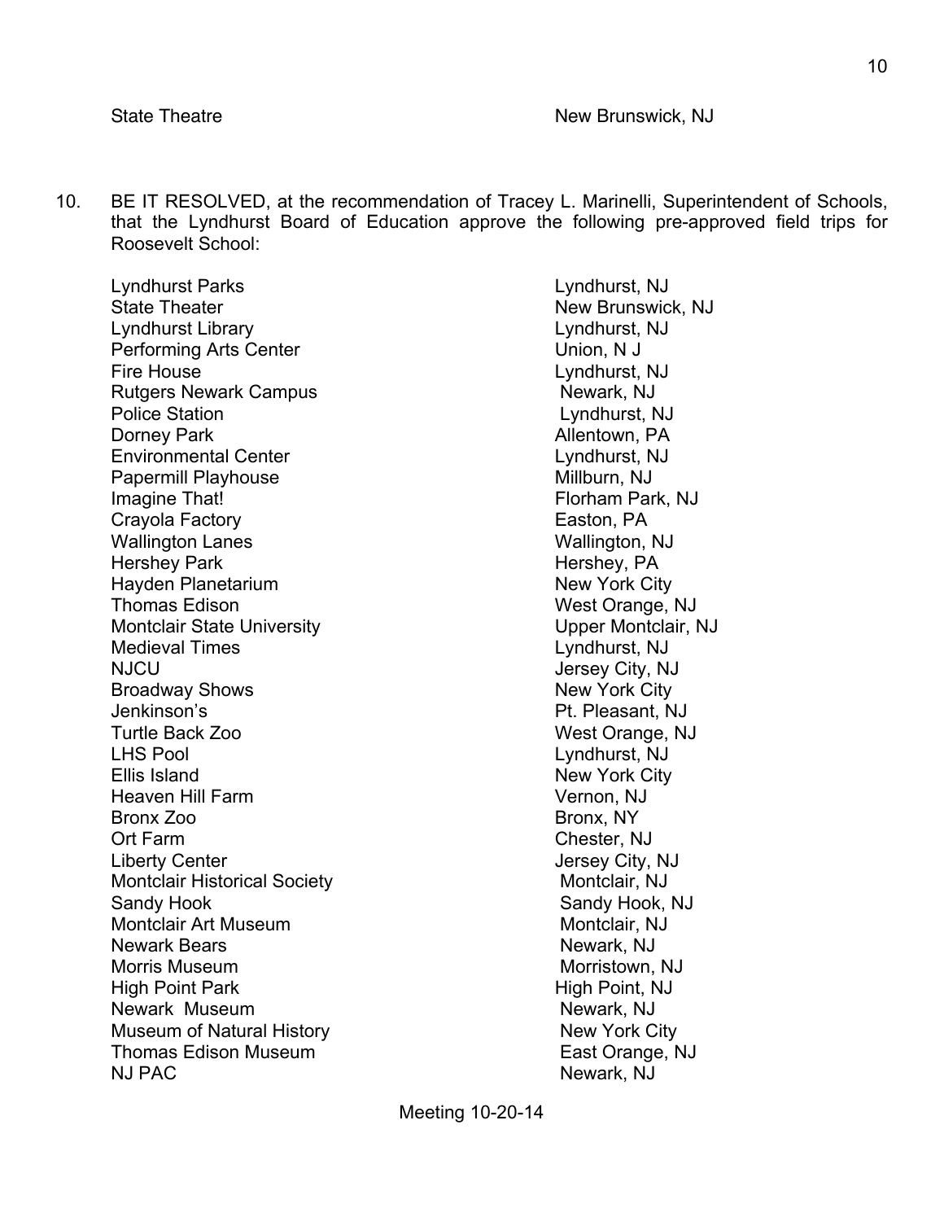State Theatre New Brunswick, NJ

10. BE IT RESOLVED, at the recommendation of Tracey L. Marinelli, Superintendent of Schools, that the Lyndhurst Board of Education approve the following pre-approved field trips for Roosevelt School:

| | |
|---|---|
| Lyndhurst Parks | Lyndhurst, NJ |
| State Theater | New Brunswick, NJ |
| Lyndhurst Library | Lyndhurst, NJ |
| Performing Arts Center | Union, N J |
| Fire House | Lyndhurst, NJ |
| Rutgers Newark Campus | Newark, NJ |
| Police Station | Lyndhurst, NJ |
| Dorney Park | Allentown, PA |
| Environmental Center | Lyndhurst, NJ |
| Papermill Playhouse | Millburn, NJ |
| Imagine That! | Florham Park, NJ |
| Crayola Factory | Easton, PA |
| Wallington Lanes | Wallington, NJ |
| Hershey Park | Hershey, PA |
| Hayden Planetarium | New York City |
| Thomas Edison | West Orange, NJ |
| Montclair State University | Upper Montclair, NJ |
| Medieval Times | Lyndhurst, NJ |
| NJCU | Jersey City, NJ |
| Broadway Shows | New York City |
| Jenkinson's | Pt. Pleasant, NJ |
| Turtle Back Zoo | West Orange, NJ |
| LHS Pool | Lyndhurst, NJ |
| Ellis Island | New York City |
| Heaven Hill Farm | Vernon, NJ |
| Bronx Zoo | Bronx, NY |
| Ort Farm | Chester, NJ |
| Liberty Center | Jersey City, NJ |
| Montclair Historical Society | Montclair, NJ |
| Sandy Hook | Sandy Hook, NJ |
| Montclair Art Museum | Montclair, NJ |
| Newark Bears | Newark, NJ |
| Morris Museum | Morristown, NJ |
| High Point Park | High Point, NJ |
| Newark Museum | Newark, NJ |
| Museum of Natural History | New York City |
| Thomas Edison Museum | East Orange, NJ |
| NJ PAC | Newark, NJ |

Meeting 10-20-14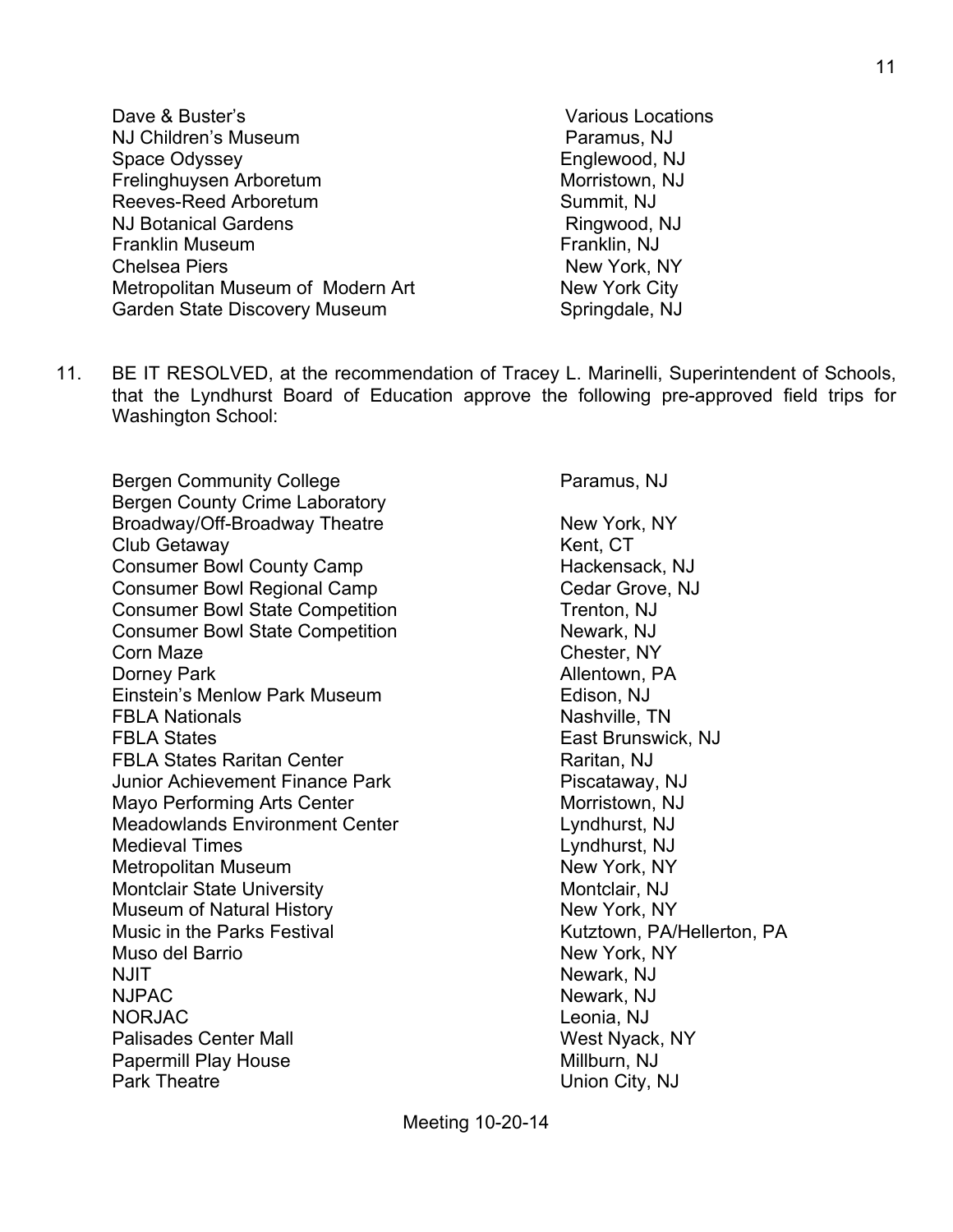| | |
|---|---|
| Dave & Buster's | Various Locations |
| NJ Children's Museum | Paramus, NJ |
| Space Odyssey | Englewood, NJ |
| Frelinghuysen Arboretum | Morristown, NJ |
| Reeves-Reed Arboretum | Summit, NJ |
| NJ Botanical Gardens | Ringwood, NJ |
| Franklin Museum | Franklin, NJ |
| Chelsea Piers | New York, NY |
| Metropolitan Museum of Modern Art | New York City |
| Garden State Discovery Museum | Springdale, NJ |

11. BE IT RESOLVED, at the recommendation of Tracey L. Marinelli, Superintendent of Schools, that the Lyndhurst Board of Education approve the following pre-approved field trips for Washington School:

| | |
|---|---|
| Bergen Community College | Paramus, NJ |
| Bergen County Crime Laboratory | |
| Broadway/Off-Broadway Theatre | New York, NY |
| Club Getaway | Kent, CT |
| Consumer Bowl County Camp | Hackensack, NJ |
| Consumer Bowl Regional Camp | Cedar Grove, NJ |
| Consumer Bowl State Competition | Trenton, NJ |
| Consumer Bowl State Competition | Newark, NJ |
| Corn Maze | Chester, NY |
| Dorney Park | Allentown, PA |
| Einstein's Menlow Park Museum | Edison, NJ |
| FBLA Nationals | Nashville, TN |
| FBLA States | East Brunswick, NJ |
| FBLA States Raritan Center | Raritan, NJ |
| Junior Achievement Finance Park | Piscataway, NJ |
| Mayo Performing Arts Center | Morristown, NJ |
| Meadowlands Environment Center | Lyndhurst, NJ |
| Medieval Times | Lyndhurst, NJ |
| Metropolitan Museum | New York, NY |
| Montclair State University | Montclair, NJ |
| Museum of Natural History | New York, NY |
| Music in the Parks Festival | Kutztown, PA/Hellerton, PA |
| Muso del Barrio | New York, NY |
| NJIT | Newark, NJ |
| NJPAC | Newark, NJ |
| NORJAC | Leonia, NJ |
| Palisades Center Mall | West Nyack, NY |
| Papermill Play House | Millburn, NJ |
| Park Theatre | Union City, NJ |

Meeting 10-20-14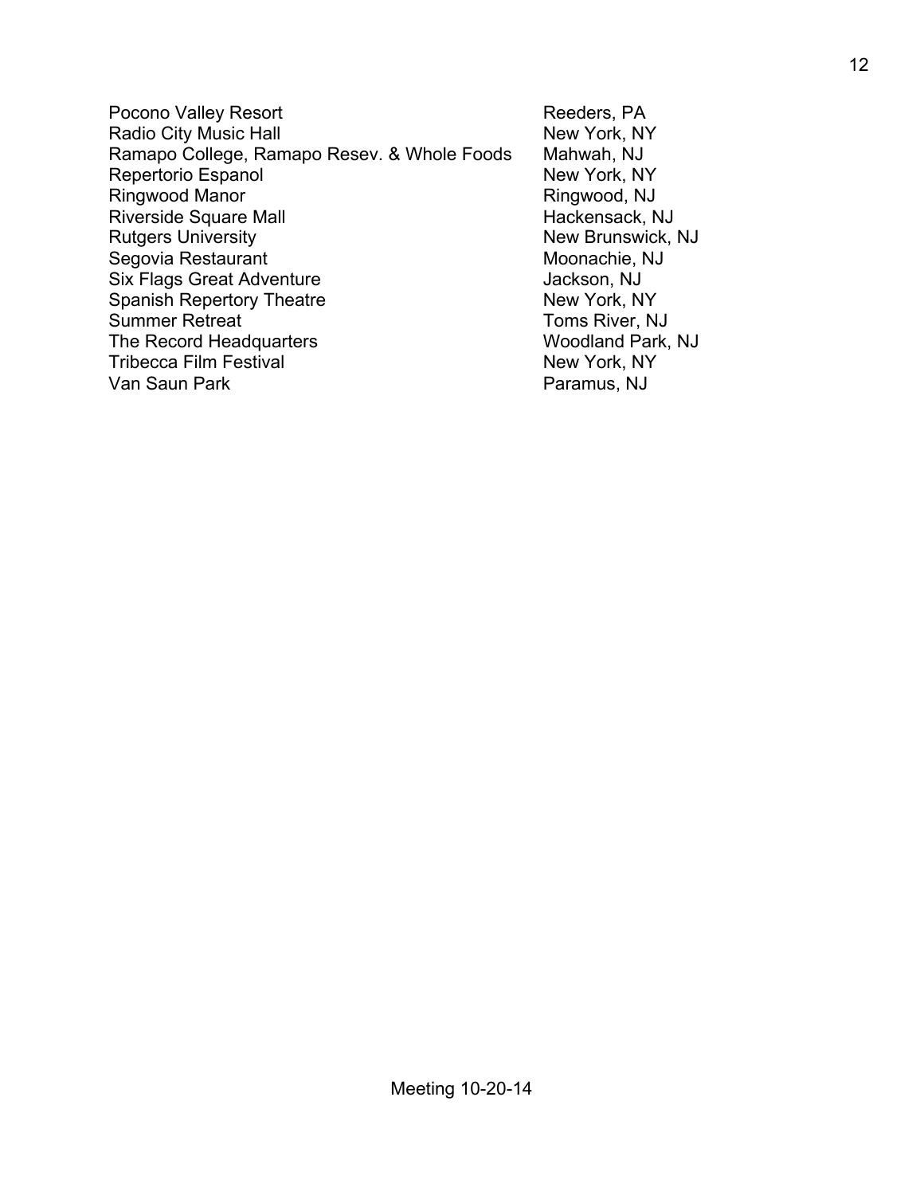| | |
|---|---|
| Pocono Valley Resort | Reeders, PA |
| Radio City Music Hall | New York, NY |
| Ramapo College, Ramapo Resev. & Whole Foods | Mahwah, NJ |
| Repertorio Espanol | New York, NY |
| Ringwood Manor | Ringwood, NJ |
| Riverside Square Mall | Hackensack, NJ |
| Rutgers University | New Brunswick, NJ |
| Segovia Restaurant | Moonachie, NJ |
| Six Flags Great Adventure | Jackson, NJ |
| Spanish Repertory Theatre | New York, NY |
| Summer Retreat | Toms River, NJ |
| The Record Headquarters | Woodland Park, NJ |
| Tribecca Film Festival | New York, NY |
| Van Saun Park | Paramus, NJ |

Meeting 10-20-14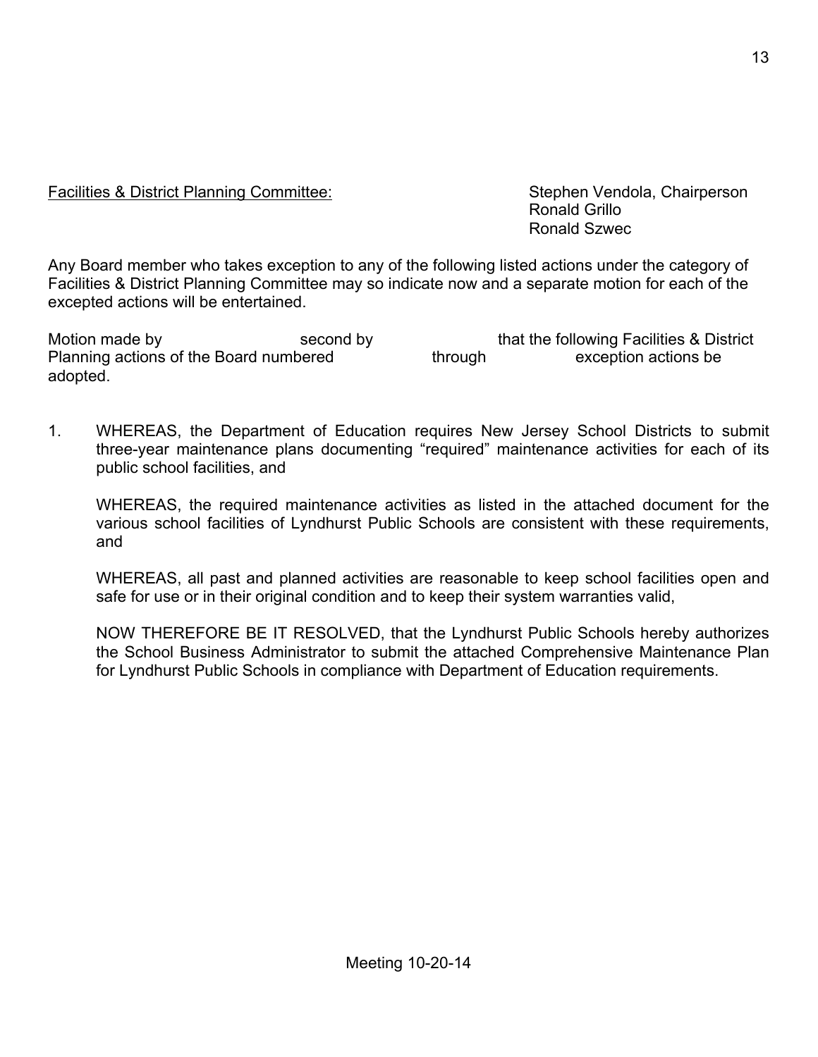<u>Facilities & District Planning Committee:</u>

Stephen Vendola, Chairperson
Ronald Grillo
Ronald Szwec

Any Board member who takes exception to any of the following listed actions under the category of Facilities & District Planning Committee may so indicate now and a separate motion for each of the excepted actions will be entertained.

Motion made by second by that the following Facilities & District Planning actions of the Board numbered through exception actions be adopted.

1. WHEREAS, the Department of Education requires New Jersey School Districts to submit three-year maintenance plans documenting "required" maintenance activities for each of its public school facilities, and

   WHEREAS, the required maintenance activities as listed in the attached document for the various school facilities of Lyndhurst Public Schools are consistent with these requirements, and

   WHEREAS, all past and planned activities are reasonable to keep school facilities open and safe for use or in their original condition and to keep their system warranties valid,

   NOW THEREFORE BE IT RESOLVED, that the Lyndhurst Public Schools hereby authorizes the School Business Administrator to submit the attached Comprehensive Maintenance Plan for Lyndhurst Public Schools in compliance with Department of Education requirements.

Meeting 10-20-14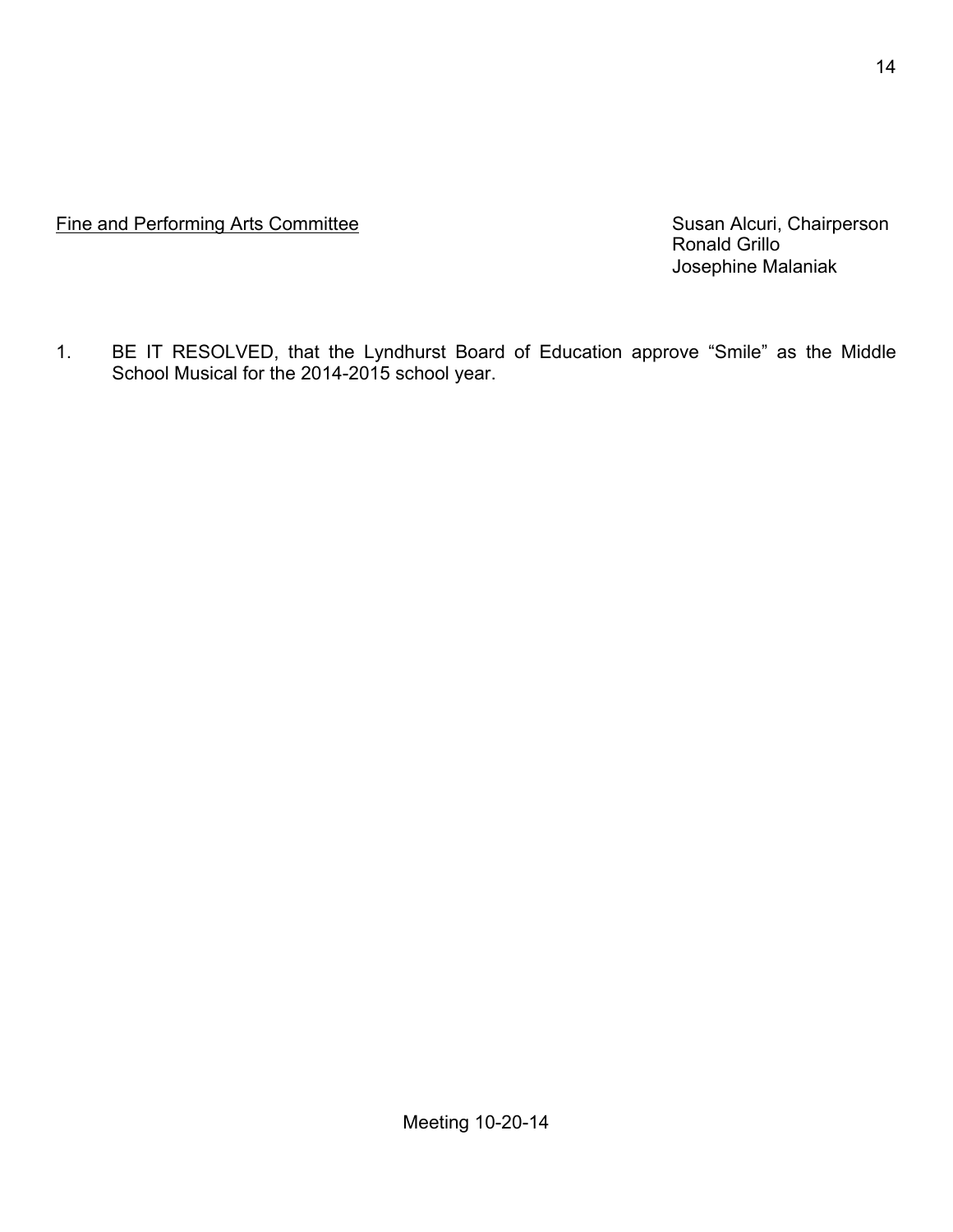<u>Fine and Performing Arts Committee</u>

Susan Alcuri, Chairperson
Ronald Grillo
Josephine Malaniak

1. BE IT RESOLVED, that the Lyndhurst Board of Education approve “Smile” as the Middle School Musical for the 2014-2015 school year.

Meeting 10-20-14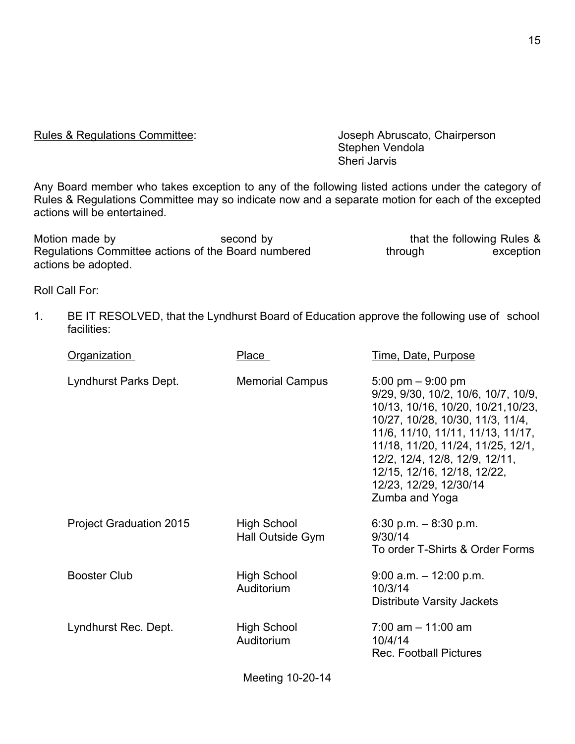<u>Rules & Regulations Committee</u>: Joseph Abruscato, Chairperson
Stephen Vendola
Sheri Jarvis

Any Board member who takes exception to any of the following listed actions under the category of Rules & Regulations Committee may so indicate now and a separate motion for each of the excepted actions will be entertained.

Motion made by second by that the following Rules & Regulations Committee actions of the Board numbered through exception actions be adopted.

Roll Call For:

1. BE IT RESOLVED, that the Lyndhurst Board of Education approve the following use of school facilities:

| Organization | Place | Time, Date, Purpose |
|---|---|---|
| Lyndhurst Parks Dept. | Memorial Campus | 5:00 pm – 9:00 pm<br>9/29, 9/30, 10/2, 10/6, 10/7, 10/9, 10/13, 10/16, 10/20, 10/21,10/23, 10/27, 10/28, 10/30, 11/3, 11/4, 11/6, 11/10, 11/11, 11/13, 11/17, 11/18, 11/20, 11/24, 11/25, 12/1, 12/2, 12/4, 12/8, 12/9, 12/11, 12/15, 12/16, 12/18, 12/22, 12/23, 12/29, 12/30/14<br>Zumba and Yoga |
| Project Graduation 2015 | High School<br>Hall Outside Gym | 6:30 p.m. – 8:30 p.m.<br>9/30/14<br>To order T-Shirts & Order Forms |
| Booster Club | High School<br>Auditorium | 9:00 a.m. – 12:00 p.m.<br>10/3/14<br>Distribute Varsity Jackets |
| Lyndhurst Rec. Dept. | High School<br>Auditorium | 7:00 am – 11:00 am<br>10/4/14<br>Rec. Football Pictures |

Meeting 10-20-14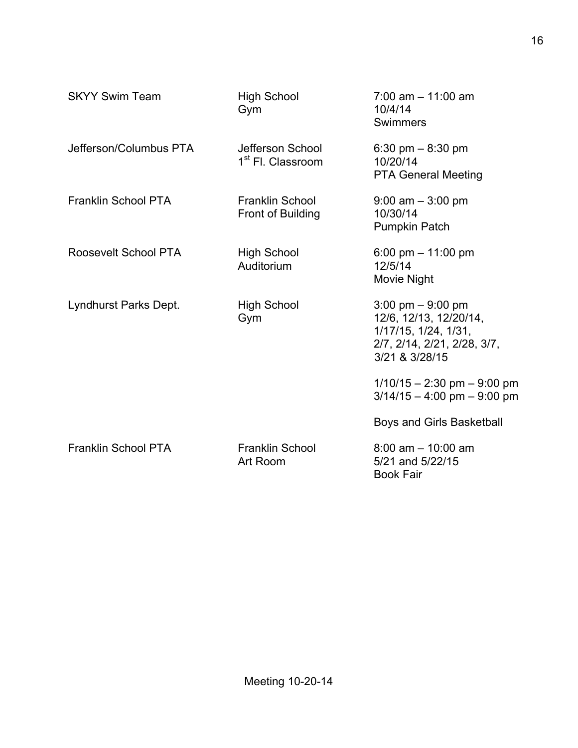| | | |
|---|---|---|
| SKYY Swim Team | High School<br>Gym | 7:00 am – 11:00 am<br>10/4/14<br>Swimmers |
| Jefferson/Columbus PTA | Jefferson School<br>1st Fl. Classroom | 6:30 pm – 8:30 pm<br>10/20/14<br>PTA General Meeting |
| Franklin School PTA | Franklin School<br>Front of Building | 9:00 am – 3:00 pm<br>10/30/14<br>Pumpkin Patch |
| Roosevelt School PTA | High School<br>Auditorium | 6:00 pm – 11:00 pm<br>12/5/14<br>Movie Night |
| Lyndhurst Parks Dept. | High School<br>Gym | 3:00 pm – 9:00 pm<br>12/6, 12/13, 12/20/14,<br>1/17/15, 1/24, 1/31,<br>2/7, 2/14, 2/21, 2/28, 3/7,<br>3/21 & 3/28/15<br><br>1/10/15 – 2:30 pm – 9:00 pm<br>3/14/15 – 4:00 pm – 9:00 pm<br><br>Boys and Girls Basketball |
| Franklin School PTA | Franklin School<br>Art Room | 8:00 am – 10:00 am<br>5/21 and 5/22/15<br>Book Fair |

Meeting 10-20-14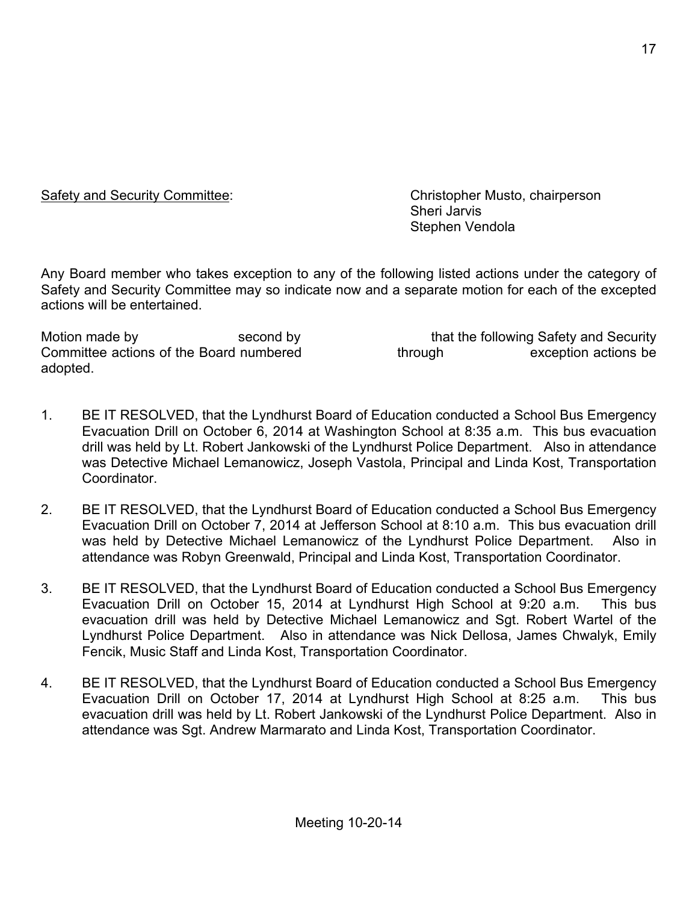Safety and Security Committee: Christopher Musto, chairperson
Sheri Jarvis
Stephen Vendola

Any Board member who takes exception to any of the following listed actions under the category of Safety and Security Committee may so indicate now and a separate motion for each of the excepted actions will be entertained.

Motion made by second by that the following Safety and Security Committee actions of the Board numbered through exception actions be adopted.

1. BE IT RESOLVED, that the Lyndhurst Board of Education conducted a School Bus Emergency Evacuation Drill on October 6, 2014 at Washington School at 8:35 a.m. This bus evacuation drill was held by Lt. Robert Jankowski of the Lyndhurst Police Department. Also in attendance was Detective Michael Lemanowicz, Joseph Vastola, Principal and Linda Kost, Transportation Coordinator.

2. BE IT RESOLVED, that the Lyndhurst Board of Education conducted a School Bus Emergency Evacuation Drill on October 7, 2014 at Jefferson School at 8:10 a.m. This bus evacuation drill was held by Detective Michael Lemanowicz of the Lyndhurst Police Department. Also in attendance was Robyn Greenwald, Principal and Linda Kost, Transportation Coordinator.

3. BE IT RESOLVED, that the Lyndhurst Board of Education conducted a School Bus Emergency Evacuation Drill on October 15, 2014 at Lyndhurst High School at 9:20 a.m. This bus evacuation drill was held by Detective Michael Lemanowicz and Sgt. Robert Wartel of the Lyndhurst Police Department. Also in attendance was Nick Dellosa, James Chwalyk, Emily Fencik, Music Staff and Linda Kost, Transportation Coordinator.

4. BE IT RESOLVED, that the Lyndhurst Board of Education conducted a School Bus Emergency Evacuation Drill on October 17, 2014 at Lyndhurst High School at 8:25 a.m. This bus evacuation drill was held by Lt. Robert Jankowski of the Lyndhurst Police Department. Also in attendance was Sgt. Andrew Marmarato and Linda Kost, Transportation Coordinator.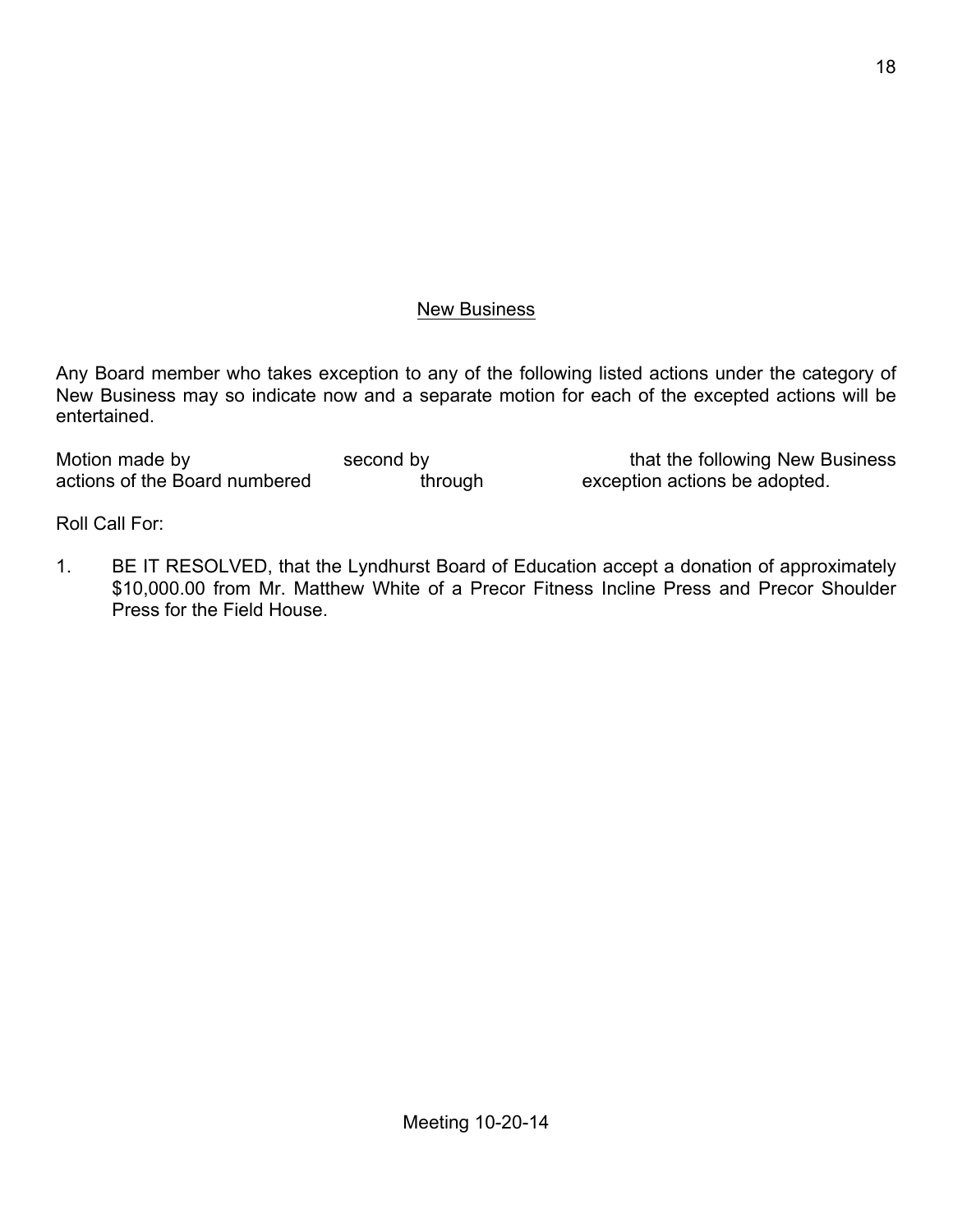## New Business

Any Board member who takes exception to any of the following listed actions under the category of New Business may so indicate now and a separate motion for each of the excepted actions will be entertained.

Motion made by second by that the following New Business actions of the Board numbered through exception actions be adopted.

Roll Call For:

1. BE IT RESOLVED, that the Lyndhurst Board of Education accept a donation of approximately $10,000.00 from Mr. Matthew White of a Precor Fitness Incline Press and Precor Shoulder Press for the Field House.

Meeting 10-20-14